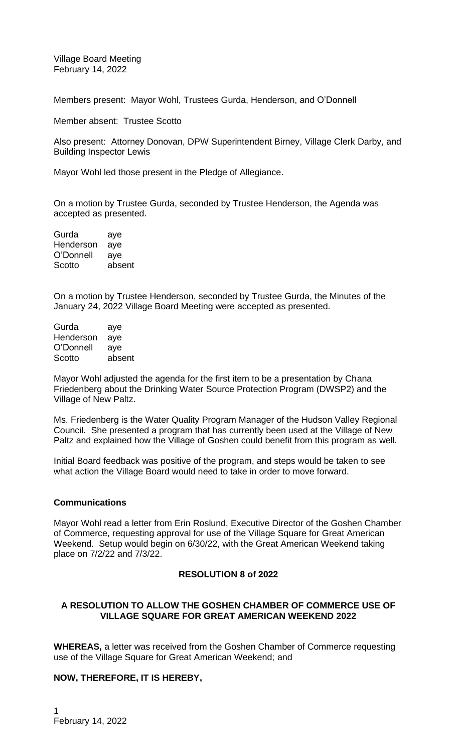Village Board Meeting
February 14, 2022

Members present: Mayor Wohl, Trustees Gurda, Henderson, and O'Donnell

Member absent: Trustee Scotto

Also present: Attorney Donovan, DPW Superintendent Birney, Village Clerk Darby, and Building Inspector Lewis

Mayor Wohl led those present in the Pledge of Allegiance.

On a motion by Trustee Gurda, seconded by Trustee Henderson, the Agenda was accepted as presented.

| | |
|---|---|
| Gurda | aye |
| Henderson | aye |
| O'Donnell | aye |
| Scotto | absent |

On a motion by Trustee Henderson, seconded by Trustee Gurda, the Minutes of the January 24, 2022 Village Board Meeting were accepted as presented.

| | |
|---|---|
| Gurda | aye |
| Henderson | aye |
| O'Donnell | aye |
| Scotto | absent |

Mayor Wohl adjusted the agenda for the first item to be a presentation by Chana Friedenberg about the Drinking Water Source Protection Program (DWSP2) and the Village of New Paltz.

Ms. Friedenberg is the Water Quality Program Manager of the Hudson Valley Regional Council. She presented a program that has currently been used at the Village of New Paltz and explained how the Village of Goshen could benefit from this program as well.

Initial Board feedback was positive of the program, and steps would be taken to see what action the Village Board would need to take in order to move forward.

**Communications**

Mayor Wohl read a letter from Erin Roslund, Executive Director of the Goshen Chamber of Commerce, requesting approval for use of the Village Square for Great American Weekend. Setup would begin on 6/30/22, with the Great American Weekend taking place on 7/2/22 and 7/3/22.

**RESOLUTION 8 of 2022**

**A RESOLUTION TO ALLOW THE GOSHEN CHAMBER OF COMMERCE USE OF VILLAGE SQUARE FOR GREAT AMERICAN WEEKEND 2022**

**WHEREAS,** a letter was received from the Goshen Chamber of Commerce requesting use of the Village Square for Great American Weekend; and

**NOW, THEREFORE, IT IS HEREBY,**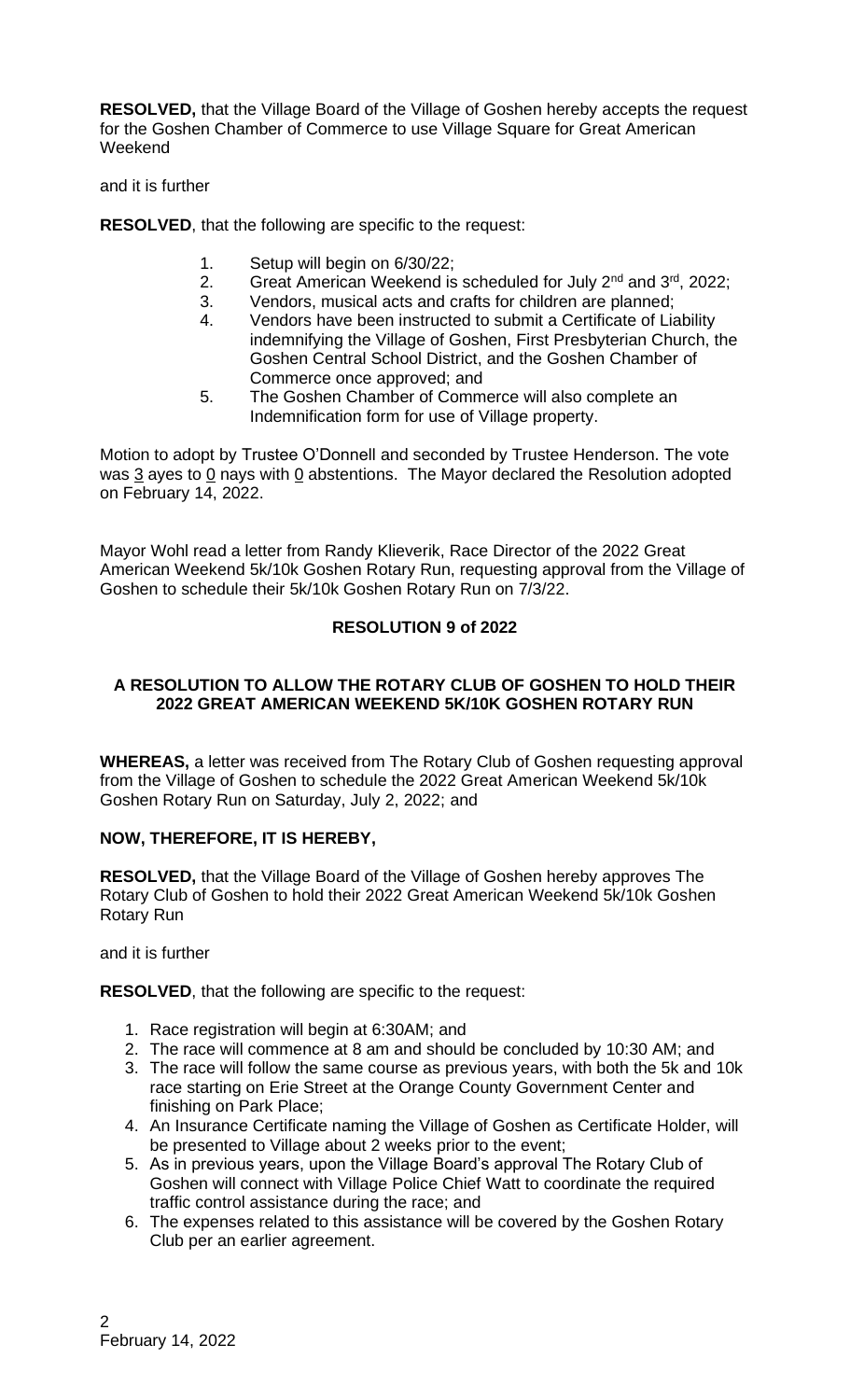**RESOLVED,** that the Village Board of the Village of Goshen hereby accepts the request for the Goshen Chamber of Commerce to use Village Square for Great American Weekend

and it is further

**RESOLVED**, that the following are specific to the request:

1. Setup will begin on 6/30/22;
2. Great American Weekend is scheduled for July 2nd and 3rd, 2022;
3. Vendors, musical acts and crafts for children are planned;
4. Vendors have been instructed to submit a Certificate of Liability indemnifying the Village of Goshen, First Presbyterian Church, the Goshen Central School District, and the Goshen Chamber of Commerce once approved; and
5. The Goshen Chamber of Commerce will also complete an Indemnification form for use of Village property.

Motion to adopt by Trustee O'Donnell and seconded by Trustee Henderson. The vote was 3 ayes to 0 nays with 0 abstentions. The Mayor declared the Resolution adopted on February 14, 2022.

Mayor Wohl read a letter from Randy Klieverik, Race Director of the 2022 Great American Weekend 5k/10k Goshen Rotary Run, requesting approval from the Village of Goshen to schedule their 5k/10k Goshen Rotary Run on 7/3/22.

**RESOLUTION 9 of 2022**

**A RESOLUTION TO ALLOW THE ROTARY CLUB OF GOSHEN TO HOLD THEIR 2022 GREAT AMERICAN WEEKEND 5K/10K GOSHEN ROTARY RUN**

**WHEREAS,** a letter was received from The Rotary Club of Goshen requesting approval from the Village of Goshen to schedule the 2022 Great American Weekend 5k/10k Goshen Rotary Run on Saturday, July 2, 2022; and

**NOW, THEREFORE, IT IS HEREBY,**

**RESOLVED,** that the Village Board of the Village of Goshen hereby approves The Rotary Club of Goshen to hold their 2022 Great American Weekend 5k/10k Goshen Rotary Run

and it is further

**RESOLVED**, that the following are specific to the request:

1. Race registration will begin at 6:30AM; and
2. The race will commence at 8 am and should be concluded by 10:30 AM; and
3. The race will follow the same course as previous years, with both the 5k and 10k race starting on Erie Street at the Orange County Government Center and finishing on Park Place;
4. An Insurance Certificate naming the Village of Goshen as Certificate Holder, will be presented to Village about 2 weeks prior to the event;
5. As in previous years, upon the Village Board's approval The Rotary Club of Goshen will connect with Village Police Chief Watt to coordinate the required traffic control assistance during the race; and
6. The expenses related to this assistance will be covered by the Goshen Rotary Club per an earlier agreement.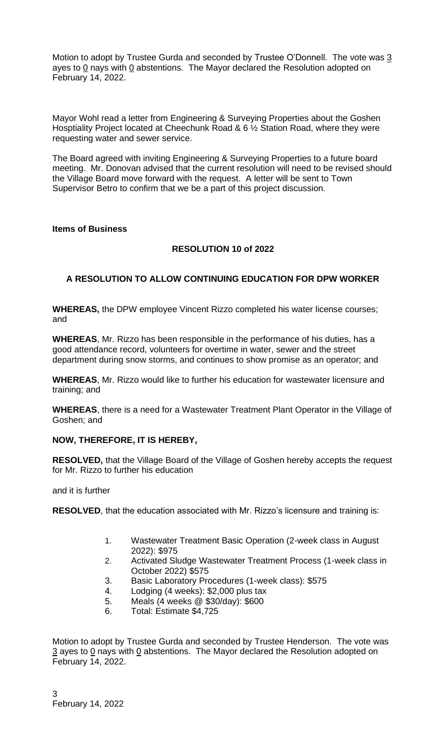Motion to adopt by Trustee Gurda and seconded by Trustee O'Donnell. The vote was 3 ayes to 0 nays with 0 abstentions. The Mayor declared the Resolution adopted on February 14, 2022.

Mayor Wohl read a letter from Engineering & Surveying Properties about the Goshen Hosptiality Project located at Cheechunk Road & 6 ½ Station Road, where they were requesting water and sewer service.

The Board agreed with inviting Engineering & Surveying Properties to a future board meeting. Mr. Donovan advised that the current resolution will need to be revised should the Village Board move forward with the request. A letter will be sent to Town Supervisor Betro to confirm that we be a part of this project discussion.

**Items of Business**

**RESOLUTION 10 of 2022**

**A RESOLUTION TO ALLOW CONTINUING EDUCATION FOR DPW WORKER**

**WHEREAS,** the DPW employee Vincent Rizzo completed his water license courses; and

**WHEREAS**, Mr. Rizzo has been responsible in the performance of his duties, has a good attendance record, volunteers for overtime in water, sewer and the street department during snow storms, and continues to show promise as an operator; and

**WHEREAS**, Mr. Rizzo would like to further his education for wastewater licensure and training; and

**WHEREAS**, there is a need for a Wastewater Treatment Plant Operator in the Village of Goshen; and

**NOW, THEREFORE, IT IS HEREBY,**

**RESOLVED,** that the Village Board of the Village of Goshen hereby accepts the request for Mr. Rizzo to further his education

and it is further

**RESOLVED**, that the education associated with Mr. Rizzo's licensure and training is:

1. Wastewater Treatment Basic Operation (2-week class in August 2022): $975
2. Activated Sludge Wastewater Treatment Process (1-week class in October 2022) $575
3. Basic Laboratory Procedures (1-week class): $575
4. Lodging (4 weeks): $2,000 plus tax
5. Meals (4 weeks @ $30/day): $600
6. Total: Estimate $4,725

Motion to adopt by Trustee Gurda and seconded by Trustee Henderson. The vote was 3 ayes to 0 nays with 0 abstentions. The Mayor declared the Resolution adopted on February 14, 2022.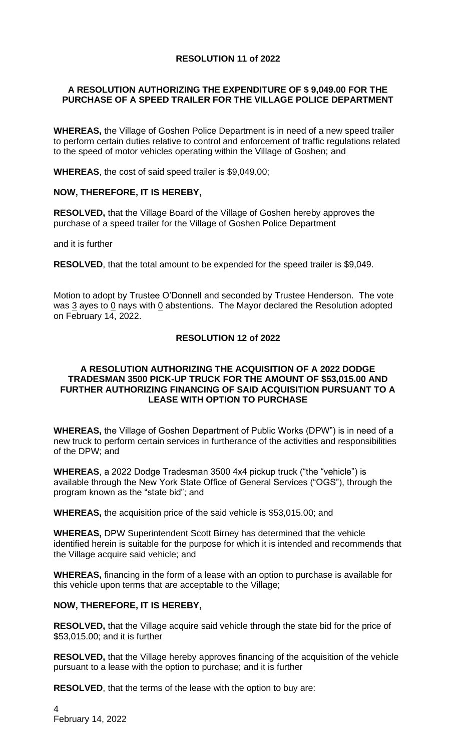### RESOLUTION 11 of 2022

#### A RESOLUTION AUTHORIZING THE EXPENDITURE OF $ 9,049.00 FOR THE PURCHASE OF A SPEED TRAILER FOR THE VILLAGE POLICE DEPARTMENT

**WHEREAS,** the Village of Goshen Police Department is in need of a new speed trailer to perform certain duties relative to control and enforcement of traffic regulations related to the speed of motor vehicles operating within the Village of Goshen; and

**WHEREAS**, the cost of said speed trailer is $9,049.00;

**NOW, THEREFORE, IT IS HEREBY,**

**RESOLVED,** that the Village Board of the Village of Goshen hereby approves the purchase of a speed trailer for the Village of Goshen Police Department

and it is further

**RESOLVED**, that the total amount to be expended for the speed trailer is $9,049.

Motion to adopt by Trustee O'Donnell and seconded by Trustee Henderson. The vote was 3 ayes to 0 nays with 0 abstentions. The Mayor declared the Resolution adopted on February 14, 2022.

### RESOLUTION 12 of 2022

#### A RESOLUTION AUTHORIZING THE ACQUISITION OF A 2022 DODGE TRADESMAN 3500 PICK-UP TRUCK FOR THE AMOUNT OF $53,015.00 AND FURTHER AUTHORIZING FINANCING OF SAID ACQUISITION PURSUANT TO A LEASE WITH OPTION TO PURCHASE

**WHEREAS,** the Village of Goshen Department of Public Works (DPW") is in need of a new truck to perform certain services in furtherance of the activities and responsibilities of the DPW; and

**WHEREAS**, a 2022 Dodge Tradesman 3500 4x4 pickup truck ("the "vehicle") is available through the New York State Office of General Services ("OGS"), through the program known as the "state bid"; and

**WHEREAS,** the acquisition price of the said vehicle is $53,015.00; and

**WHEREAS,** DPW Superintendent Scott Birney has determined that the vehicle identified herein is suitable for the purpose for which it is intended and recommends that the Village acquire said vehicle; and

**WHEREAS,** financing in the form of a lease with an option to purchase is available for this vehicle upon terms that are acceptable to the Village;

**NOW, THEREFORE, IT IS HEREBY,**

**RESOLVED,** that the Village acquire said vehicle through the state bid for the price of $53,015.00; and it is further

**RESOLVED,** that the Village hereby approves financing of the acquisition of the vehicle pursuant to a lease with the option to purchase; and it is further

**RESOLVED**, that the terms of the lease with the option to buy are: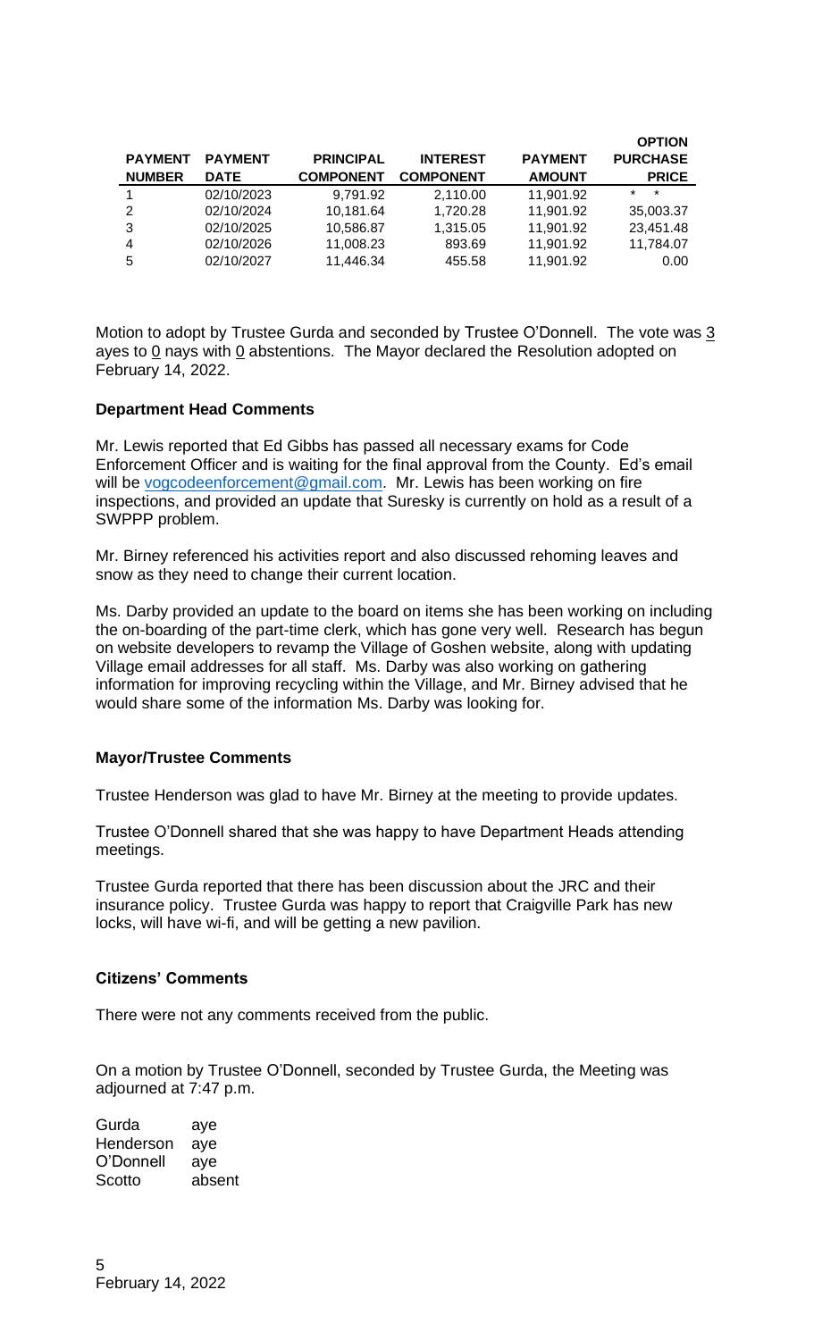| PAYMENT NUMBER | PAYMENT DATE | PRINCIPAL COMPONENT | INTEREST COMPONENT | PAYMENT AMOUNT | OPTION PURCHASE PRICE |
|---|---|---|---|---|---|
| 1 | 02/10/2023 | 9,791.92 | 2,110.00 | 11,901.92 | * * |
| 2 | 02/10/2024 | 10,181.64 | 1,720.28 | 11,901.92 | 35,003.37 |
| 3 | 02/10/2025 | 10,586.87 | 1,315.05 | 11,901.92 | 23,451.48 |
| 4 | 02/10/2026 | 11,008.23 | 893.69 | 11,901.92 | 11,784.07 |
| 5 | 02/10/2027 | 11,446.34 | 455.58 | 11,901.92 | 0.00 |

Motion to adopt by Trustee Gurda and seconded by Trustee O'Donnell. The vote was 3 ayes to 0 nays with 0 abstentions. The Mayor declared the Resolution adopted on February 14, 2022.

### Department Head Comments

Mr. Lewis reported that Ed Gibbs has passed all necessary exams for Code Enforcement Officer and is waiting for the final approval from the County. Ed's email will be vogcodeenforcement@gmail.com. Mr. Lewis has been working on fire inspections, and provided an update that Suresky is currently on hold as a result of a SWPPP problem.

Mr. Birney referenced his activities report and also discussed rehoming leaves and snow as they need to change their current location.

Ms. Darby provided an update to the board on items she has been working on including the on-boarding of the part-time clerk, which has gone very well. Research has begun on website developers to revamp the Village of Goshen website, along with updating Village email addresses for all staff. Ms. Darby was also working on gathering information for improving recycling within the Village, and Mr. Birney advised that he would share some of the information Ms. Darby was looking for.

### Mayor/Trustee Comments

Trustee Henderson was glad to have Mr. Birney at the meeting to provide updates.

Trustee O'Donnell shared that she was happy to have Department Heads attending meetings.

Trustee Gurda reported that there has been discussion about the JRC and their insurance policy. Trustee Gurda was happy to report that Craigville Park has new locks, will have wi-fi, and will be getting a new pavilion.

### Citizens' Comments

There were not any comments received from the public.

On a motion by Trustee O'Donnell, seconded by Trustee Gurda, the Meeting was adjourned at 7:47 p.m.

| | |
|---|---|
| Gurda | aye |
| Henderson | aye |
| O'Donnell | aye |
| Scotto | absent |